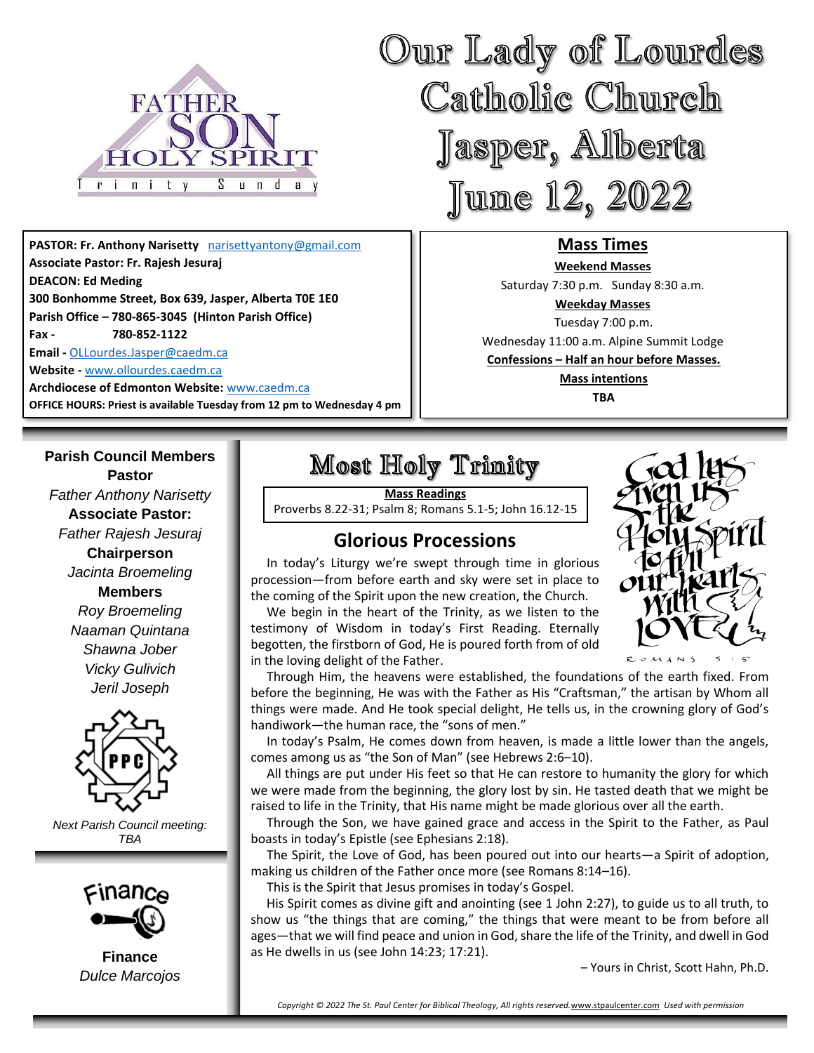# Our Lady of Lourdes Catholic Church Jasper, Alberta June 12, 2022

FATHER SON HOLY SPIRIT Trinity Sunday

**PASTOR: Fr. Anthony Narisetty** narisettyantony@gmail.com
**Associate Pastor: Fr. Rajesh Jesuraj**
**DEACON: Ed Meding**
**300 Bonhomme Street, Box 639, Jasper, Alberta T0E 1E0**
**Parish Office – 780-865-3045 (Hinton Parish Office)**
**Fax - 780-852-1122**
**Email -** OLLourdes.Jasper@caedm.ca
**Website -** www.ollourdes.caedm.ca
**Archdiocese of Edmonton Website:** www.caedm.ca
**OFFICE HOURS: Priest is available Tuesday from 12 pm to Wednesday 4 pm**

## Mass Times

**Weekend Masses**
Saturday 7:30 p.m. Sunday 8:30 a.m.

**Weekday Masses**
Tuesday 7:00 p.m.
Wednesday 11:00 a.m. Alpine Summit Lodge

**Confessions – Half an hour before Masses.**

**Mass intentions**
**TBA**

**Parish Council Members**

**Pastor**
*Father Anthony Narisetty*

**Associate Pastor:**
*Father Rajesh Jesuraj*

**Chairperson**
*Jacinta Broemeling*

**Members**
*Roy Broemeling*
*Naaman Quintana*
*Shawna Jober*
*Vicky Gulivich*
*Jeril Joseph*

PPC

*Next Parish Council meeting: TBA*

Finance

**Finance**
*Dulce Marcojos*

# Most Holy Trinity

**Mass Readings**
Proverbs 8.22-31; Psalm 8; Romans 5.1-5; John 16.12-15

God has given us the Holy Spirit to fill our hearts with love. Romans 5:5

## Glorious Processions

In today's Liturgy we're swept through time in glorious procession—from before earth and sky were set in place to the coming of the Spirit upon the new creation, the Church.

We begin in the heart of the Trinity, as we listen to the testimony of Wisdom in today's First Reading. Eternally begotten, the firstborn of God, He is poured forth from of old in the loving delight of the Father.

Through Him, the heavens were established, the foundations of the earth fixed. From before the beginning, He was with the Father as His "Craftsman," the artisan by Whom all things were made. And He took special delight, He tells us, in the crowning glory of God's handiwork—the human race, the "sons of men."

In today's Psalm, He comes down from heaven, is made a little lower than the angels, comes among us as "the Son of Man" (see Hebrews 2:6–10).

All things are put under His feet so that He can restore to humanity the glory for which we were made from the beginning, the glory lost by sin. He tasted death that we might be raised to life in the Trinity, that His name might be made glorious over all the earth.

Through the Son, we have gained grace and access in the Spirit to the Father, as Paul boasts in today's Epistle (see Ephesians 2:18).

The Spirit, the Love of God, has been poured out into our hearts—a Spirit of adoption, making us children of the Father once more (see Romans 8:14–16).

This is the Spirit that Jesus promises in today's Gospel.

His Spirit comes as divine gift and anointing (see 1 John 2:27), to guide us to all truth, to show us "the things that are coming," the things that were meant to be from before all ages—that we will find peace and union in God, share the life of the Trinity, and dwell in God as He dwells in us (see John 14:23; 17:21).

– Yours in Christ, Scott Hahn, Ph.D.

*Copyright © 2022 The St. Paul Center for Biblical Theology, All rights reserved.* www.stpaulcenter.com *Used with permission*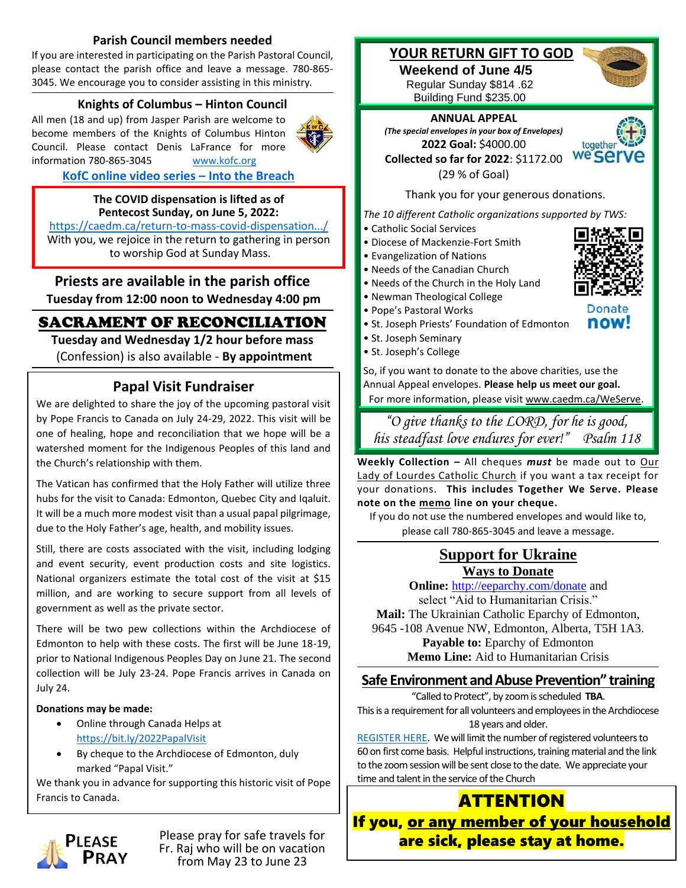## Parish Council members needed

If you are interested in participating on the Parish Pastoral Council, please contact the parish office and leave a message. 780-865-3045. We encourage you to consider assisting in this ministry.

## Knights of Columbus – Hinton Council

All men (18 and up) from Jasper Parish are welcome to become members of the Knights of Columbus Hinton Council. Please contact Denis LaFrance for more information 780-865-3045 www.kofc.org

**KofC online video series – Into the Breach**

**The COVID dispensation is lifted as of Pentecost Sunday, on June 5, 2022:**
https://caedm.ca/return-to-mass-covid-dispensation.../
With you, we rejoice in the return to gathering in person to worship God at Sunday Mass.

## Priests are available in the parish office

**Tuesday from 12:00 noon to Wednesday 4:00 pm**

## SACRAMENT OF RECONCILIATION

**Tuesday and Wednesday 1/2 hour before mass**
(Confession) is also available - **By appointment**

## Papal Visit Fundraiser

We are delighted to share the joy of the upcoming pastoral visit by Pope Francis to Canada on July 24-29, 2022. This visit will be one of healing, hope and reconciliation that we hope will be a watershed moment for the Indigenous Peoples of this land and the Church's relationship with them.

The Vatican has confirmed that the Holy Father will utilize three hubs for the visit to Canada: Edmonton, Quebec City and Iqaluit. It will be a much more modest visit than a usual papal pilgrimage, due to the Holy Father's age, health, and mobility issues.

Still, there are costs associated with the visit, including lodging and event security, event production costs and site logistics. National organizers estimate the total cost of the visit at $15 million, and are working to secure support from all levels of government as well as the private sector.

There will be two pew collections within the Archdiocese of Edmonton to help with these costs. The first will be June 18-19, prior to National Indigenous Peoples Day on June 21. The second collection will be July 23-24. Pope Francis arrives in Canada on July 24.

**Donations may be made:**

- Online through Canada Helps at https://bit.ly/2022PapalVisit
- By cheque to the Archdiocese of Edmonton, duly marked "Papal Visit."

We thank you in advance for supporting this historic visit of Pope Francis to Canada.

**PLEASE PRAY**

Please pray for safe travels for Fr. Raj who will be on vacation from May 23 to June 23

## YOUR RETURN GIFT TO GOD

**Weekend of June 4/5**
Regular Sunday $814 .62
Building Fund $235.00

**ANNUAL APPEAL**
***(The special envelopes in your box of Envelopes)***
**2022 Goal:** $4000.00
**Collected so far for 2022**: $1172.00
(29 % of Goal)

together we serve

Thank you for your generous donations.

*The 10 different Catholic organizations supported by TWS:*

- Catholic Social Services
- Diocese of Mackenzie-Fort Smith
- Evangelization of Nations
- Needs of the Canadian Church
- Needs of the Church in the Holy Land
- Newman Theological College
- Pope's Pastoral Works
- St. Joseph Priests' Foundation of Edmonton
- St. Joseph Seminary
- St. Joseph's College

Donate now!

So, if you want to donate to the above charities, use the Annual Appeal envelopes. **Please help us meet our goal.** For more information, please visit www.caedm.ca/WeServe.

*"O give thanks to the LORD, for he is good, his steadfast love endures for ever!" Psalm 118*

**Weekly Collection –** All cheques ***must*** be made out to Our Lady of Lourdes Catholic Church if you want a tax receipt for your donations. **This includes Together We Serve. Please note on the memo line on your cheque.**
If you do not use the numbered envelopes and would like to, please call 780-865-3045 and leave a message.

## Support for Ukraine

**Ways to Donate**

**Online:** http://eeparchy.com/donate and select "Aid to Humanitarian Crisis."
**Mail:** The Ukrainian Catholic Eparchy of Edmonton, 9645 -108 Avenue NW, Edmonton, Alberta, T5H 1A3.
**Payable to:** Eparchy of Edmonton
**Memo Line:** Aid to Humanitarian Crisis

## Safe Environment and Abuse Prevention" training

"Called to Protect", by zoom is scheduled **TBA**.
This is a requirement for all volunteers and employees in the Archdiocese 18 years and older.
REGISTER HERE. We will limit the number of registered volunteers to 60 on first come basis. Helpful instructions, training material and the link to the zoom session will be sent close to the date. We appreciate your time and talent in the service of the Church

## ATTENTION

**If you, or any member of your household are sick, please stay at home.**